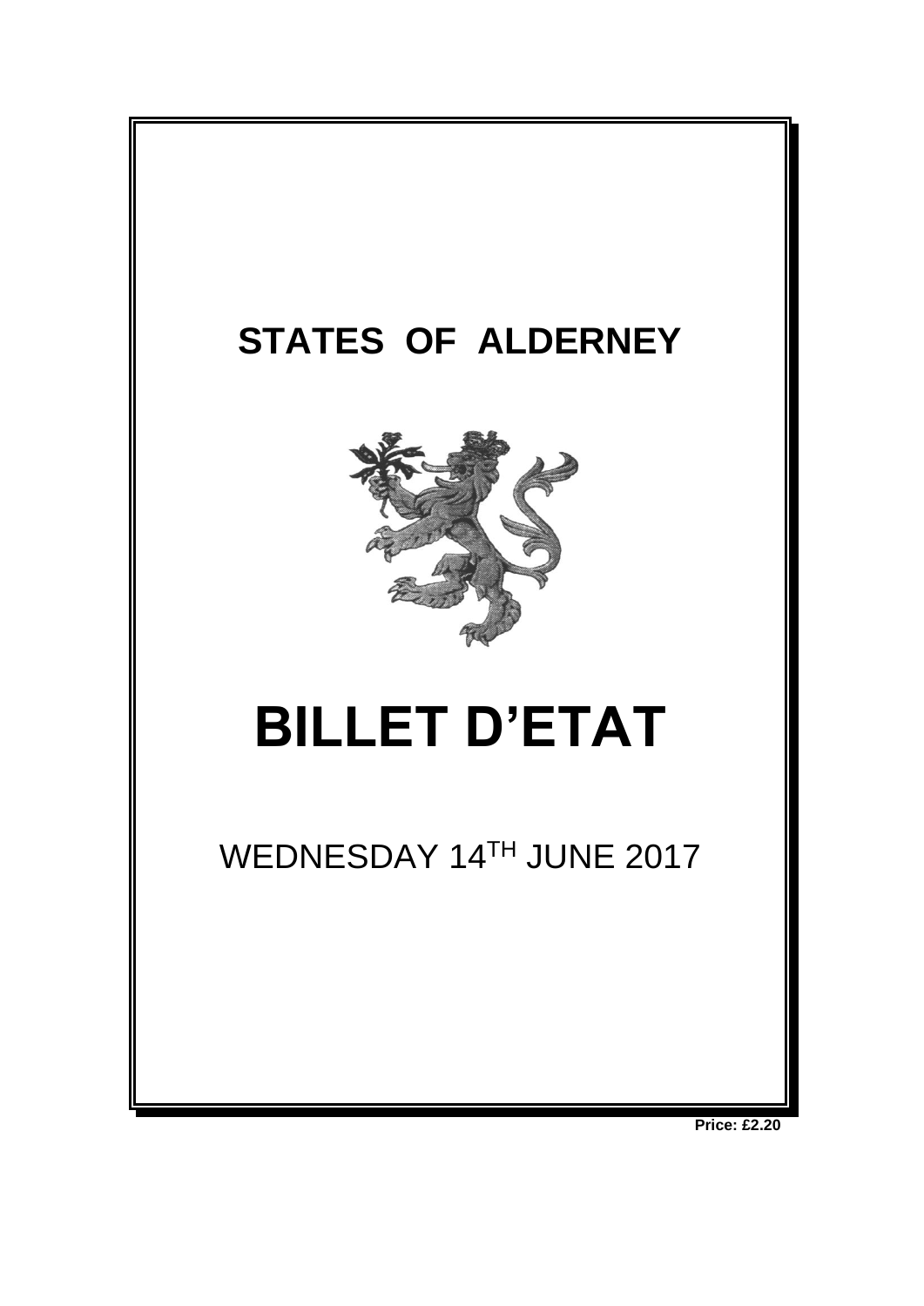# STATES OF ALDERNEY

# BILLET D'ETAT

WEDNESDAY 14[TH] JUNE 2017

**Price: £2.20**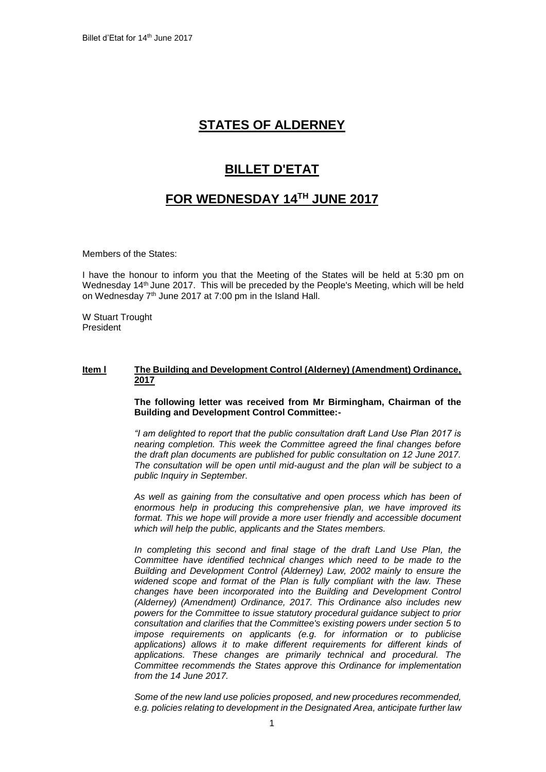# STATES OF ALDERNEY

# BILLET D'ETAT

# FOR WEDNESDAY 14TH JUNE 2017

Members of the States:

I have the honour to inform you that the Meeting of the States will be held at 5:30 pm on Wednesday 14th June 2017. This will be preceded by the People's Meeting, which will be held on Wednesday 7th June 2017 at 7:00 pm in the Island Hall.

W Stuart Trought
President

**Item l** **The Building and Development Control (Alderney) (Amendment) Ordinance, 2017**

**The following letter was received from Mr Birmingham, Chairman of the Building and Development Control Committee:-**

*"I am delighted to report that the public consultation draft Land Use Plan 2017 is nearing completion. This week the Committee agreed the final changes before the draft plan documents are published for public consultation on 12 June 2017. The consultation will be open until mid-august and the plan will be subject to a public Inquiry in September.*

*As well as gaining from the consultative and open process which has been of enormous help in producing this comprehensive plan, we have improved its format. This we hope will provide a more user friendly and accessible document which will help the public, applicants and the States members.*

*In completing this second and final stage of the draft Land Use Plan, the Committee have identified technical changes which need to be made to the Building and Development Control (Alderney) Law, 2002 mainly to ensure the widened scope and format of the Plan is fully compliant with the law. These changes have been incorporated into the Building and Development Control (Alderney) (Amendment) Ordinance, 2017. This Ordinance also includes new powers for the Committee to issue statutory procedural guidance subject to prior consultation and clarifies that the Committee's existing powers under section 5 to impose requirements on applicants (e.g. for information or to publicise applications) allows it to make different requirements for different kinds of applications. These changes are primarily technical and procedural. The Committee recommends the States approve this Ordinance for implementation from the 14 June 2017.*

*Some of the new land use policies proposed, and new procedures recommended, e.g. policies relating to development in the Designated Area, anticipate further law*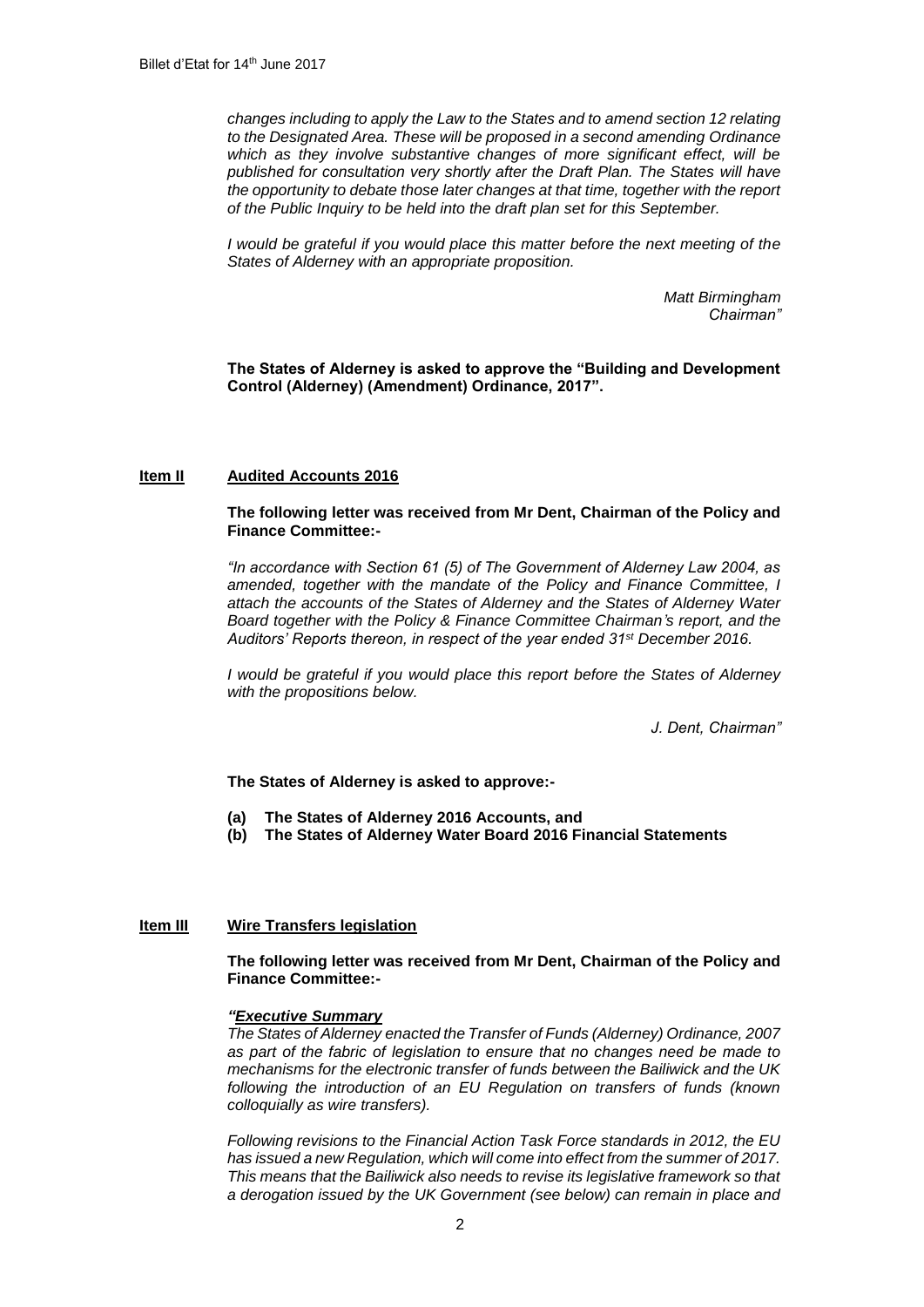*changes including to apply the Law to the States and to amend section 12 relating to the Designated Area. These will be proposed in a second amending Ordinance which as they involve substantive changes of more significant effect, will be published for consultation very shortly after the Draft Plan. The States will have the opportunity to debate those later changes at that time, together with the report of the Public Inquiry to be held into the draft plan set for this September.*

*I would be grateful if you would place this matter before the next meeting of the States of Alderney with an appropriate proposition.*

*Matt Birmingham*
*Chairman"*

**The States of Alderney is asked to approve the "Building and Development Control (Alderney) (Amendment) Ordinance, 2017".**

## **Item II** **Audited Accounts 2016**

**The following letter was received from Mr Dent, Chairman of the Policy and Finance Committee:-**

*"In accordance with Section 61 (5) of The Government of Alderney Law 2004, as amended, together with the mandate of the Policy and Finance Committee, I attach the accounts of the States of Alderney and the States of Alderney Water Board together with the Policy & Finance Committee Chairman's report, and the Auditors' Reports thereon, in respect of the year ended 31st December 2016.*

*I would be grateful if you would place this report before the States of Alderney with the propositions below.*

*J. Dent, Chairman"*

**The States of Alderney is asked to approve:-**

**(a) The States of Alderney 2016 Accounts, and**
**(b) The States of Alderney Water Board 2016 Financial Statements**

## **Item III** **Wire Transfers legislation**

**The following letter was received from Mr Dent, Chairman of the Policy and Finance Committee:-**

***"Executive Summary***
*The States of Alderney enacted the Transfer of Funds (Alderney) Ordinance, 2007 as part of the fabric of legislation to ensure that no changes need be made to mechanisms for the electronic transfer of funds between the Bailiwick and the UK following the introduction of an EU Regulation on transfers of funds (known colloquially as wire transfers).*

*Following revisions to the Financial Action Task Force standards in 2012, the EU has issued a new Regulation, which will come into effect from the summer of 2017. This means that the Bailiwick also needs to revise its legislative framework so that a derogation issued by the UK Government (see below) can remain in place and*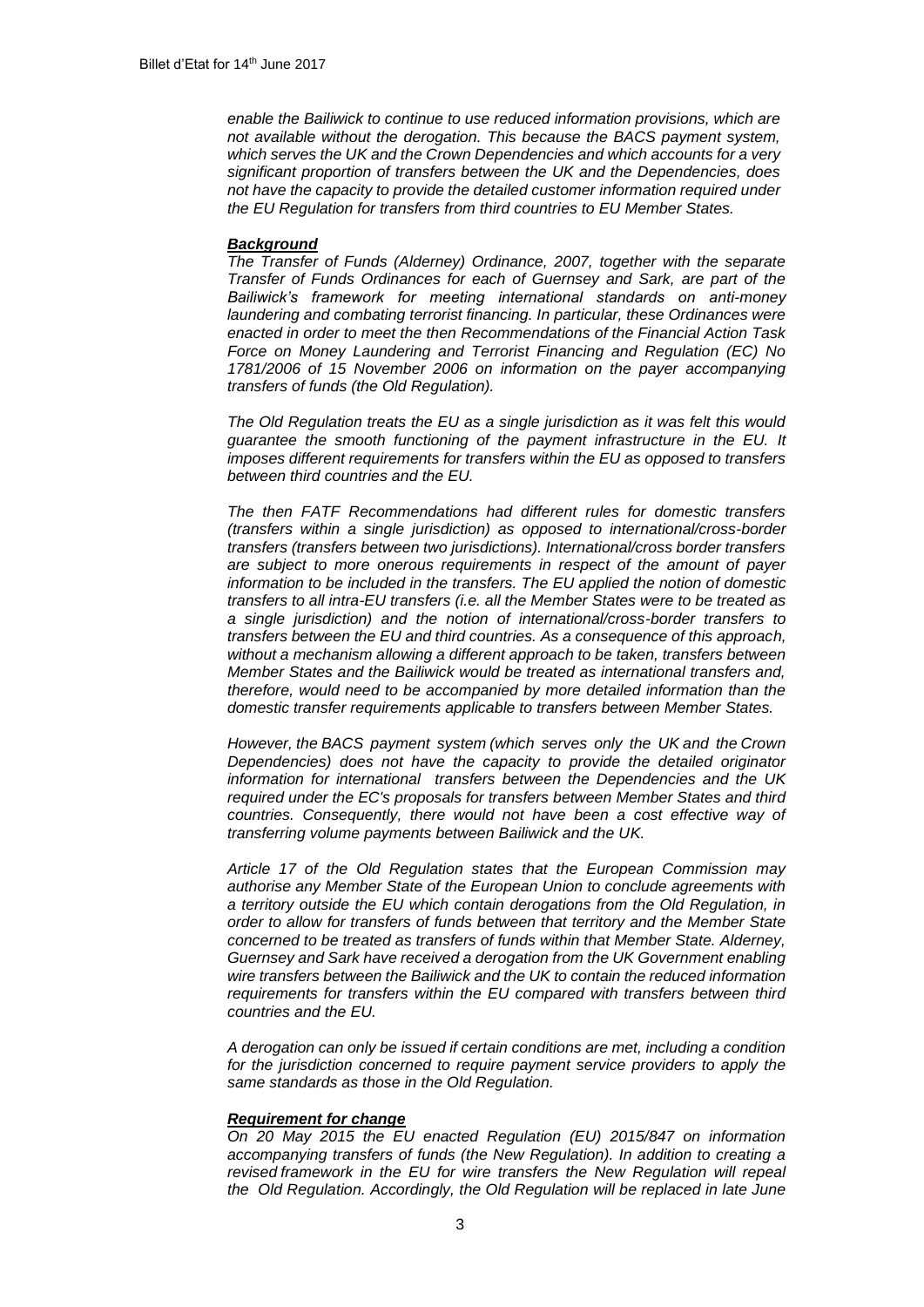*enable the Bailiwick to continue to use reduced information provisions, which are not available without the derogation. This because the BACS payment system, which serves the UK and the Crown Dependencies and which accounts for a very significant proportion of transfers between the UK and the Dependencies, does not have the capacity to provide the detailed customer information required under the EU Regulation for transfers from third countries to EU Member States.*

***Background***

*The Transfer of Funds (Alderney) Ordinance, 2007, together with the separate Transfer of Funds Ordinances for each of Guernsey and Sark, are part of the Bailiwick's framework for meeting international standards on anti-money laundering and combating terrorist financing. In particular, these Ordinances were enacted in order to meet the then Recommendations of the Financial Action Task Force on Money Laundering and Terrorist Financing and Regulation (EC) No 1781/2006 of 15 November 2006 on information on the payer accompanying transfers of funds (the Old Regulation).*

*The Old Regulation treats the EU as a single jurisdiction as it was felt this would guarantee the smooth functioning of the payment infrastructure in the EU. It imposes different requirements for transfers within the EU as opposed to transfers between third countries and the EU.*

*The then FATF Recommendations had different rules for domestic transfers (transfers within a single jurisdiction) as opposed to international/cross-border transfers (transfers between two jurisdictions). International/cross border transfers are subject to more onerous requirements in respect of the amount of payer information to be included in the transfers. The EU applied the notion of domestic transfers to all intra-EU transfers (i.e. all the Member States were to be treated as a single jurisdiction) and the notion of international/cross-border transfers to transfers between the EU and third countries. As a consequence of this approach, without a mechanism allowing a different approach to be taken, transfers between Member States and the Bailiwick would be treated as international transfers and, therefore, would need to be accompanied by more detailed information than the domestic transfer requirements applicable to transfers between Member States.*

*However, the BACS payment system (which serves only the UK and the Crown Dependencies) does not have the capacity to provide the detailed originator information for international transfers between the Dependencies and the UK required under the EC's proposals for transfers between Member States and third countries. Consequently, there would not have been a cost effective way of transferring volume payments between Bailiwick and the UK.*

*Article 17 of the Old Regulation states that the European Commission may authorise any Member State of the European Union to conclude agreements with a territory outside the EU which contain derogations from the Old Regulation, in order to allow for transfers of funds between that territory and the Member State concerned to be treated as transfers of funds within that Member State. Alderney, Guernsey and Sark have received a derogation from the UK Government enabling wire transfers between the Bailiwick and the UK to contain the reduced information requirements for transfers within the EU compared with transfers between third countries and the EU.*

*A derogation can only be issued if certain conditions are met, including a condition for the jurisdiction concerned to require payment service providers to apply the same standards as those in the Old Regulation.*

***Requirement for change***

*On 20 May 2015 the EU enacted Regulation (EU) 2015/847 on information accompanying transfers of funds (the New Regulation). In addition to creating a revised framework in the EU for wire transfers the New Regulation will repeal the Old Regulation. Accordingly, the Old Regulation will be replaced in late June*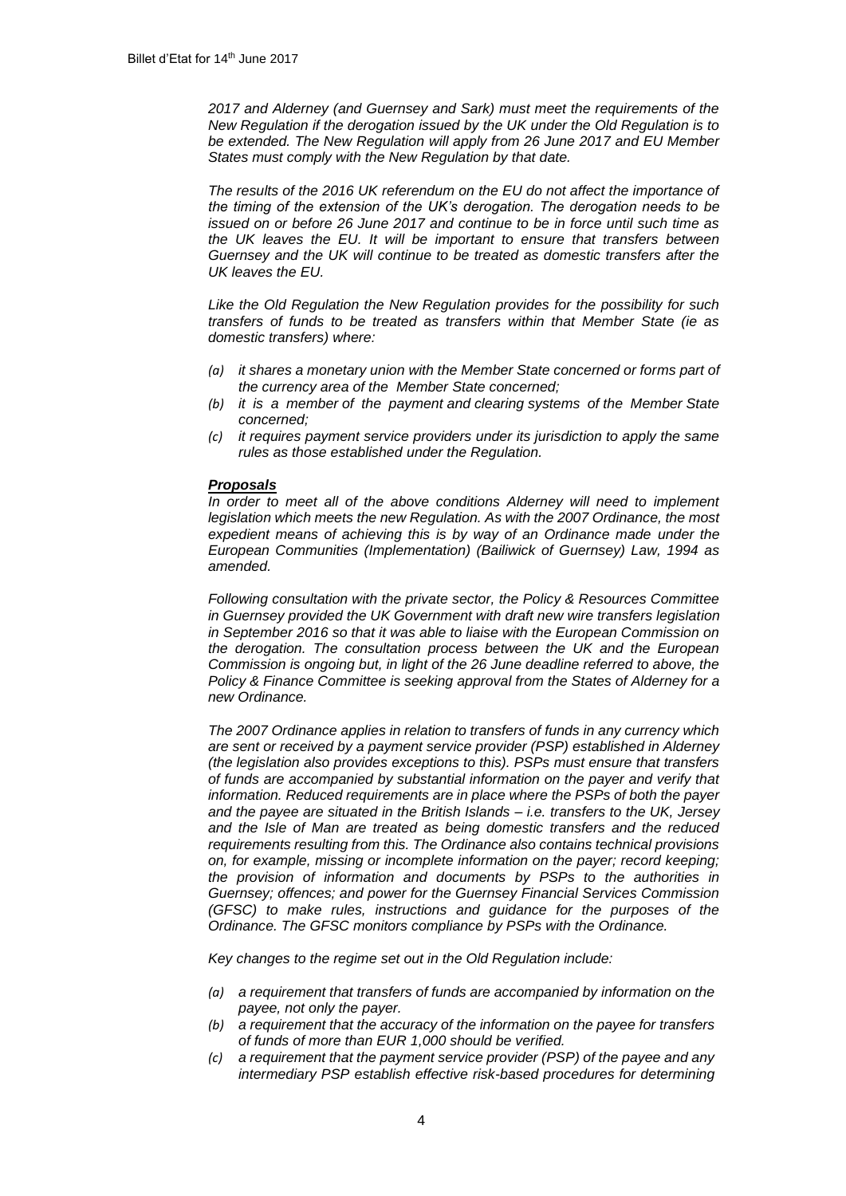*2017 and Alderney (and Guernsey and Sark) must meet the requirements of the New Regulation if the derogation issued by the UK under the Old Regulation is to be extended. The New Regulation will apply from 26 June 2017 and EU Member States must comply with the New Regulation by that date.*

*The results of the 2016 UK referendum on the EU do not affect the importance of the timing of the extension of the UK's derogation. The derogation needs to be issued on or before 26 June 2017 and continue to be in force until such time as the UK leaves the EU. It will be important to ensure that transfers between Guernsey and the UK will continue to be treated as domestic transfers after the UK leaves the EU.*

*Like the Old Regulation the New Regulation provides for the possibility for such transfers of funds to be treated as transfers within that Member State (ie as domestic transfers) where:*

- *(a) it shares a monetary union with the Member State concerned or forms part of the currency area of the Member State concerned;*
- *(b) it is a member of the payment and clearing systems of the Member State concerned;*
- *(c) it requires payment service providers under its jurisdiction to apply the same rules as those established under the Regulation.*

***Proposals***

*In order to meet all of the above conditions Alderney will need to implement legislation which meets the new Regulation. As with the 2007 Ordinance, the most expedient means of achieving this is by way of an Ordinance made under the European Communities (Implementation) (Bailiwick of Guernsey) Law, 1994 as amended.*

*Following consultation with the private sector, the Policy & Resources Committee in Guernsey provided the UK Government with draft new wire transfers legislation in September 2016 so that it was able to liaise with the European Commission on the derogation. The consultation process between the UK and the European Commission is ongoing but, in light of the 26 June deadline referred to above, the Policy & Finance Committee is seeking approval from the States of Alderney for a new Ordinance.*

*The 2007 Ordinance applies in relation to transfers of funds in any currency which are sent or received by a payment service provider (PSP) established in Alderney (the legislation also provides exceptions to this). PSPs must ensure that transfers of funds are accompanied by substantial information on the payer and verify that information. Reduced requirements are in place where the PSPs of both the payer and the payee are situated in the British Islands – i.e. transfers to the UK, Jersey and the Isle of Man are treated as being domestic transfers and the reduced requirements resulting from this. The Ordinance also contains technical provisions on, for example, missing or incomplete information on the payer; record keeping; the provision of information and documents by PSPs to the authorities in Guernsey; offences; and power for the Guernsey Financial Services Commission (GFSC) to make rules, instructions and guidance for the purposes of the Ordinance. The GFSC monitors compliance by PSPs with the Ordinance.*

*Key changes to the regime set out in the Old Regulation include:*

- *(a) a requirement that transfers of funds are accompanied by information on the payee, not only the payer.*
- *(b) a requirement that the accuracy of the information on the payee for transfers of funds of more than EUR 1,000 should be verified.*
- *(c) a requirement that the payment service provider (PSP) of the payee and any intermediary PSP establish effective risk-based procedures for determining*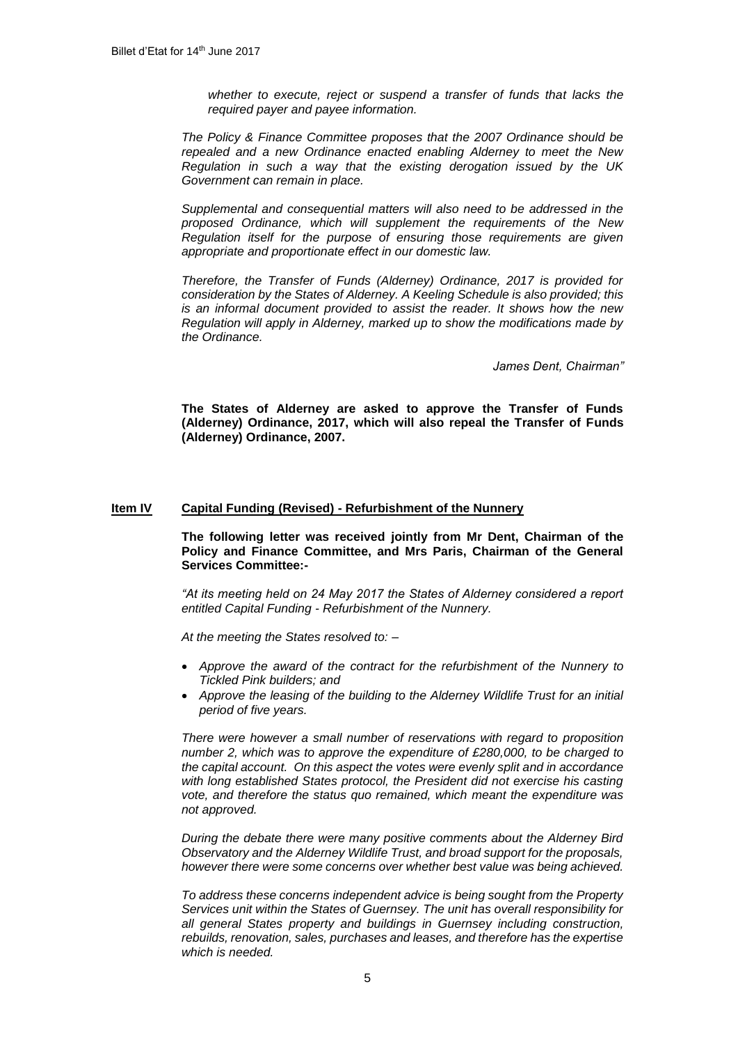*whether to execute, reject or suspend a transfer of funds that lacks the required payer and payee information.*

*The Policy & Finance Committee proposes that the 2007 Ordinance should be repealed and a new Ordinance enacted enabling Alderney to meet the New Regulation in such a way that the existing derogation issued by the UK Government can remain in place.*

*Supplemental and consequential matters will also need to be addressed in the proposed Ordinance, which will supplement the requirements of the New Regulation itself for the purpose of ensuring those requirements are given appropriate and proportionate effect in our domestic law.*

*Therefore, the Transfer of Funds (Alderney) Ordinance, 2017 is provided for consideration by the States of Alderney. A Keeling Schedule is also provided; this is an informal document provided to assist the reader. It shows how the new Regulation will apply in Alderney, marked up to show the modifications made by the Ordinance.*

*James Dent, Chairman"*

**The States of Alderney are asked to approve the Transfer of Funds (Alderney) Ordinance, 2017, which will also repeal the Transfer of Funds (Alderney) Ordinance, 2007.**

## Item IV Capital Funding (Revised) - Refurbishment of the Nunnery

**The following letter was received jointly from Mr Dent, Chairman of the Policy and Finance Committee, and Mrs Paris, Chairman of the General Services Committee:-**

*"At its meeting held on 24 May 2017 the States of Alderney considered a report entitled Capital Funding - Refurbishment of the Nunnery.*

*At the meeting the States resolved to: –*

- *Approve the award of the contract for the refurbishment of the Nunnery to Tickled Pink builders; and*
- *Approve the leasing of the building to the Alderney Wildlife Trust for an initial period of five years.*

*There were however a small number of reservations with regard to proposition number 2, which was to approve the expenditure of £280,000, to be charged to the capital account. On this aspect the votes were evenly split and in accordance with long established States protocol, the President did not exercise his casting vote, and therefore the status quo remained, which meant the expenditure was not approved.*

*During the debate there were many positive comments about the Alderney Bird Observatory and the Alderney Wildlife Trust, and broad support for the proposals, however there were some concerns over whether best value was being achieved.*

*To address these concerns independent advice is being sought from the Property Services unit within the States of Guernsey. The unit has overall responsibility for all general States property and buildings in Guernsey including construction, rebuilds, renovation, sales, purchases and leases, and therefore has the expertise which is needed.*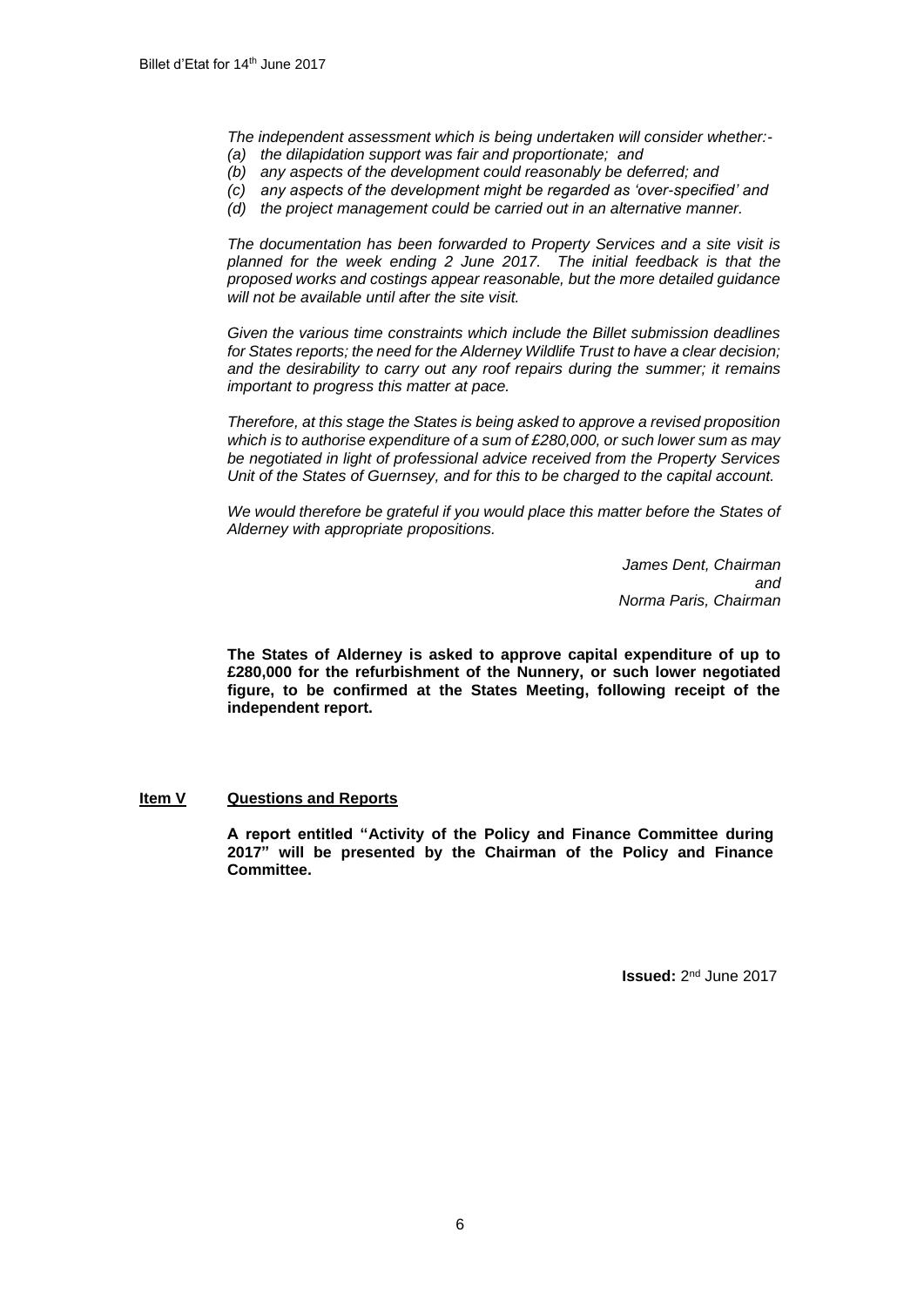*The independent assessment which is being undertaken will consider whether:-*

*(a) the dilapidation support was fair and proportionate; and*
*(b) any aspects of the development could reasonably be deferred; and*
*(c) any aspects of the development might be regarded as 'over-specified' and*
*(d) the project management could be carried out in an alternative manner.*

*The documentation has been forwarded to Property Services and a site visit is planned for the week ending 2 June 2017. The initial feedback is that the proposed works and costings appear reasonable, but the more detailed guidance will not be available until after the site visit.*

*Given the various time constraints which include the Billet submission deadlines for States reports; the need for the Alderney Wildlife Trust to have a clear decision; and the desirability to carry out any roof repairs during the summer; it remains important to progress this matter at pace.*

*Therefore, at this stage the States is being asked to approve a revised proposition which is to authorise expenditure of a sum of £280,000, or such lower sum as may be negotiated in light of professional advice received from the Property Services Unit of the States of Guernsey, and for this to be charged to the capital account.*

*We would therefore be grateful if you would place this matter before the States of Alderney with appropriate propositions.*

*James Dent, Chairman*
*and*
*Norma Paris, Chairman*

**The States of Alderney is asked to approve capital expenditure of up to £280,000 for the refurbishment of the Nunnery, or such lower negotiated figure, to be confirmed at the States Meeting, following receipt of the independent report.**

## Item V Questions and Reports

**A report entitled "Activity of the Policy and Finance Committee during 2017" will be presented by the Chairman of the Policy and Finance Committee.**

**Issued:** 2nd June 2017